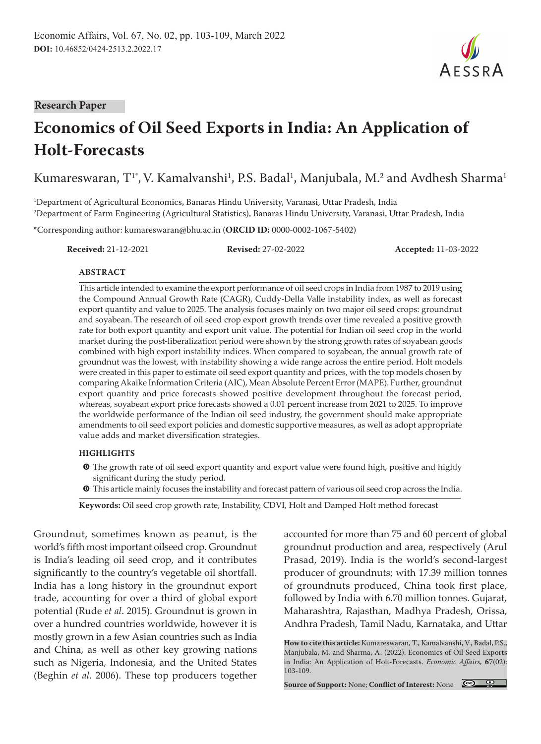Research Paper

# Economics of Oil Seed Exports in India: An Application of Holt-Forecasts

Kumareswaran, T[1*], V. Kamalvanshi[1], P.S. Badal[1], Manjubala, M.[2] and Avdhesh Sharma[1]

[1]Department of Agricultural Economics, Banaras Hindu University, Varanasi, Uttar Pradesh, India

[2]Department of Farm Engineering (Agricultural Statistics), Banaras Hindu University, Varanasi, Uttar Pradesh, India

*Corresponding author: kumareswaran@bhu.ac.in (**ORCID ID:** 0000-0002-1067-5402)

**Received:** 21-12-2021 **Revised:** 27-02-2022 **Accepted:** 11-03-2022

## ABSTRACT

This article intended to examine the export performance of oil seed crops in India from 1987 to 2019 using the Compound Annual Growth Rate (CAGR), Cuddy-Della Valle instability index, as well as forecast export quantity and value to 2025. The analysis focuses mainly on two major oil seed crops: groundnut and soyabean. The research of oil seed crop export growth trends over time revealed a positive growth rate for both export quantity and export unit value. The potential for Indian oil seed crop in the world market during the post-liberalization period were shown by the strong growth rates of soyabean goods combined with high export instability indices. When compared to soyabean, the annual growth rate of groundnut was the lowest, with instability showing a wide range across the entire period. Holt models were created in this paper to estimate oil seed export quantity and prices, with the top models chosen by comparing Akaike Information Criteria (AIC), Mean Absolute Percent Error (MAPE). Further, groundnut export quantity and price forecasts showed positive development throughout the forecast period, whereas, soyabean export price forecasts showed a 0.01 percent increase from 2021 to 2025. To improve the worldwide performance of the Indian oil seed industry, the government should make appropriate amendments to oil seed export policies and domestic supportive measures, as well as adopt appropriate value adds and market diversification strategies.

## HIGHLIGHTS

- The growth rate of oil seed export quantity and export value were found high, positive and highly significant during the study period.
- This article mainly focuses the instability and forecast pattern of various oil seed crop across the India.

**Keywords:** Oil seed crop growth rate, Instability, CDVI, Holt and Damped Holt method forecast

Groundnut, sometimes known as peanut, is the world's fifth most important oilseed crop. Groundnut is India's leading oil seed crop, and it contributes significantly to the country's vegetable oil shortfall. India has a long history in the groundnut export trade, accounting for over a third of global export potential (Rude *et al*. 2015). Groundnut is grown in over a hundred countries worldwide, however it is mostly grown in a few Asian countries such as India and China, as well as other key growing nations such as Nigeria, Indonesia, and the United States (Beghin *et al.* 2006). These top producers together accounted for more than 75 and 60 percent of global groundnut production and area, respectively (Arul Prasad, 2019). India is the world's second-largest producer of groundnuts; with 17.39 million tonnes of groundnuts produced, China took first place, followed by India with 6.70 million tonnes. Gujarat, Maharashtra, Rajasthan, Madhya Pradesh, Orissa, Andhra Pradesh, Tamil Nadu, Karnataka, and Uttar

**How to cite this article:** Kumareswaran, T., Kamalvanshi, V., Badal, P.S., Manjubala, M. and Sharma, A. (2022). Economics of Oil Seed Exports in India: An Application of Holt-Forecasts. *Economic Affairs,* **67**(02): 103-109.

**Source of Support:** None; **Conflict of Interest:** None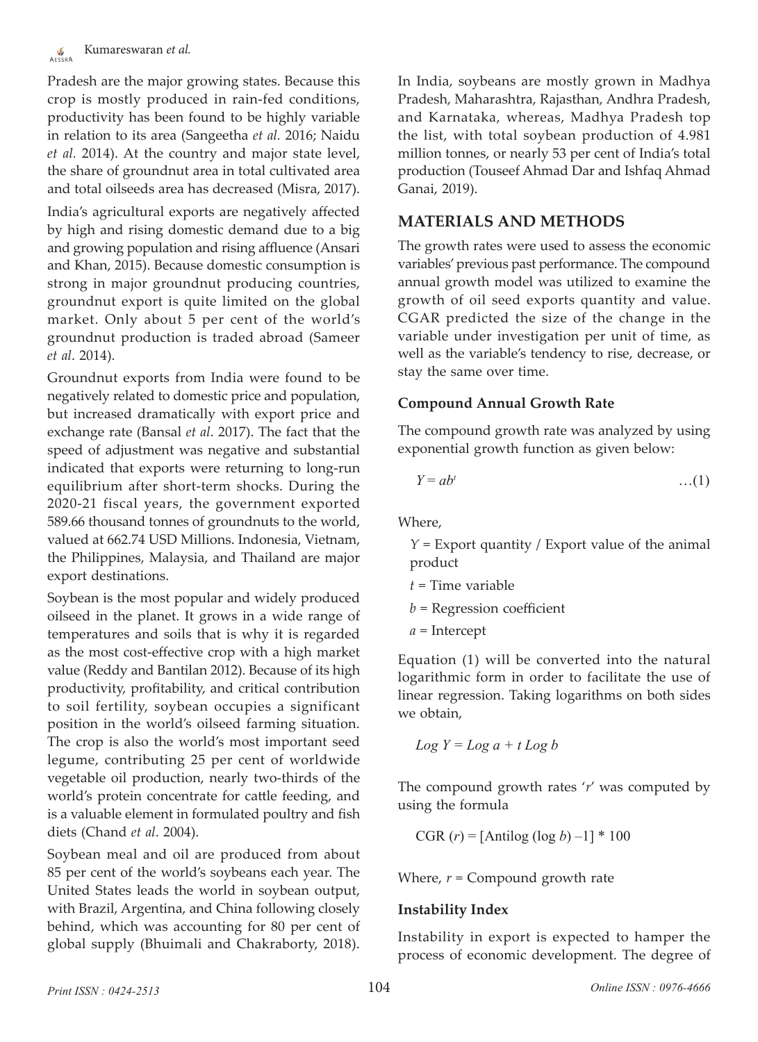Pradesh are the major growing states. Because this crop is mostly produced in rain-fed conditions, productivity has been found to be highly variable in relation to its area (Sangeetha *et al.* 2016; Naidu *et al.* 2014). At the country and major state level, the share of groundnut area in total cultivated area and total oilseeds area has decreased (Misra, 2017).

India's agricultural exports are negatively affected by high and rising domestic demand due to a big and growing population and rising affluence (Ansari and Khan, 2015). Because domestic consumption is strong in major groundnut producing countries, groundnut export is quite limited on the global market. Only about 5 per cent of the world's groundnut production is traded abroad (Sameer *et al*. 2014).

Groundnut exports from India were found to be negatively related to domestic price and population, but increased dramatically with export price and exchange rate (Bansal *et al*. 2017). The fact that the speed of adjustment was negative and substantial indicated that exports were returning to long-run equilibrium after short-term shocks. During the 2020-21 fiscal years, the government exported 589.66 thousand tonnes of groundnuts to the world, valued at 662.74 USD Millions. Indonesia, Vietnam, the Philippines, Malaysia, and Thailand are major export destinations.

Soybean is the most popular and widely produced oilseed in the planet. It grows in a wide range of temperatures and soils that is why it is regarded as the most cost-effective crop with a high market value (Reddy and Bantilan 2012). Because of its high productivity, profitability, and critical contribution to soil fertility, soybean occupies a significant position in the world's oilseed farming situation. The crop is also the world's most important seed legume, contributing 25 per cent of worldwide vegetable oil production, nearly two-thirds of the world's protein concentrate for cattle feeding, and is a valuable element in formulated poultry and fish diets (Chand *et al*. 2004).

Soybean meal and oil are produced from about 85 per cent of the world's soybeans each year. The United States leads the world in soybean output, with Brazil, Argentina, and China following closely behind, which was accounting for 80 per cent of global supply (Bhuimali and Chakraborty, 2018). In India, soybeans are mostly grown in Madhya Pradesh, Maharashtra, Rajasthan, Andhra Pradesh, and Karnataka, whereas, Madhya Pradesh top the list, with total soybean production of 4.981 million tonnes, or nearly 53 per cent of India's total production (Touseef Ahmad Dar and Ishfaq Ahmad Ganai, 2019).

## MATERIALS AND METHODS

The growth rates were used to assess the economic variables' previous past performance. The compound annual growth model was utilized to examine the growth of oil seed exports quantity and value. CGAR predicted the size of the change in the variable under investigation per unit of time, as well as the variable's tendency to rise, decrease, or stay the same over time.

### Compound Annual Growth Rate

The compound growth rate was analyzed by using exponential growth function as given below:

$$Y = ab^t \quad \ldots(1)$$

Where,

$Y$ = Export quantity / Export value of the animal product

$t$ = Time variable

$b$ = Regression coefficient

$a$ = Intercept

Equation (1) will be converted into the natural logarithmic form in order to facilitate the use of linear regression. Taking logarithms on both sides we obtain,

$$Log\ Y = Log\ a + t\ Log\ b$$

The compound growth rates '$r$' was computed by using the formula

$$\text{CGR } (r) = [\text{Antilog } (\log b) - 1] * 100$$

Where, $r$ = Compound growth rate

### Instability Index

Instability in export is expected to hamper the process of economic development. The degree of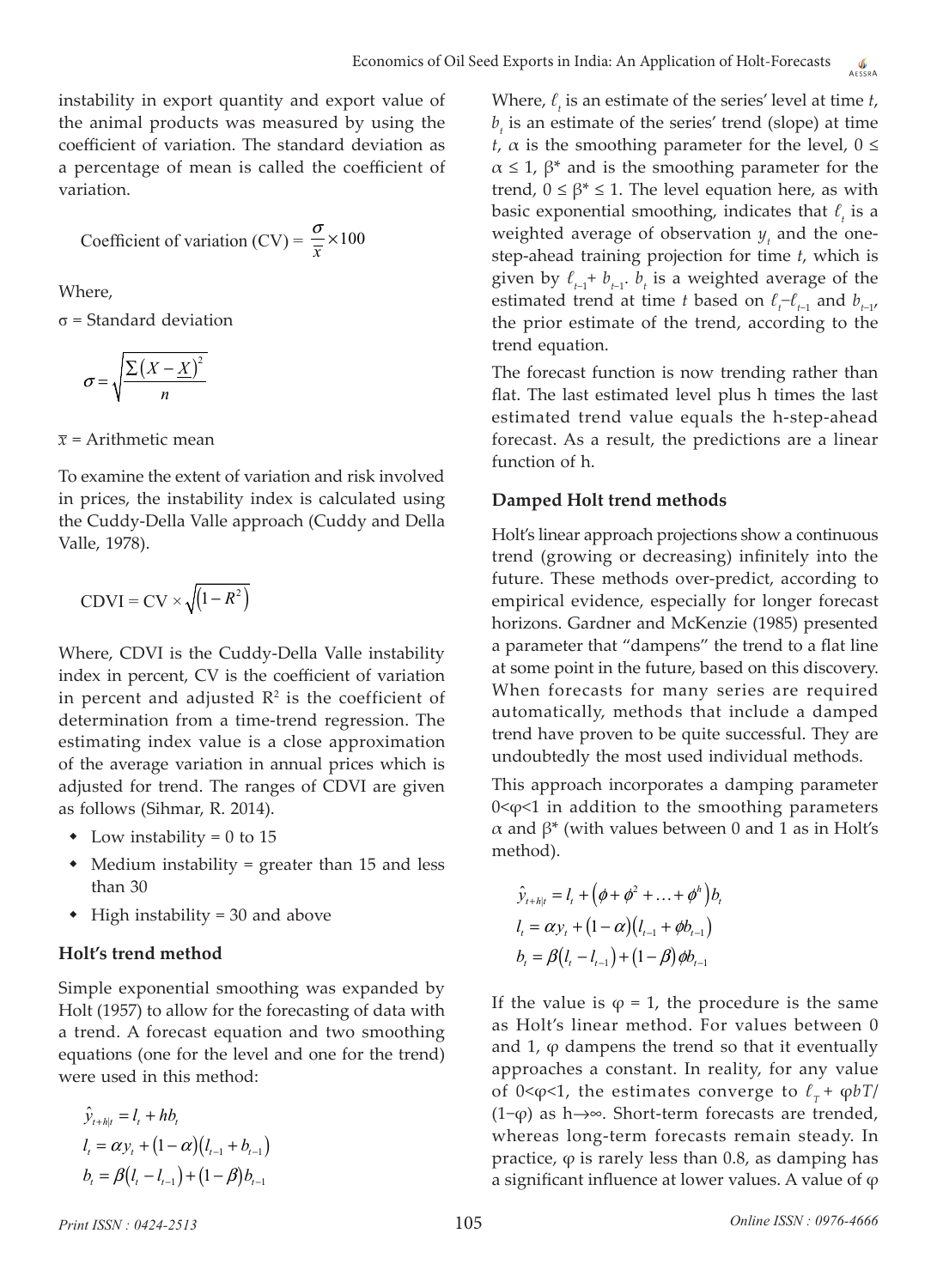instability in export quantity and export value of the animal products was measured by using the coefficient of variation. The standard deviation as a percentage of mean is called the coefficient of variation.

$$\text{Coefficient of variation (CV)} = \frac{\sigma}{\bar{x}} \times 100$$

Where,

σ = Standard deviation

$$\sigma = \sqrt{\frac{\sum \left(X - \underline{X}\right)^2}{n}}$$

$\bar{x}$ = Arithmetic mean

To examine the extent of variation and risk involved in prices, the instability index is calculated using the Cuddy-Della Valle approach (Cuddy and Della Valle, 1978).

$$\text{CDVI} = \text{CV} \times \sqrt{\left(1 - R^2\right)}$$

Where, CDVI is the Cuddy-Della Valle instability index in percent, CV is the coefficient of variation in percent and adjusted $R^2$ is the coefficient of determination from a time-trend regression. The estimating index value is a close approximation of the average variation in annual prices which is adjusted for trend. The ranges of CDVI are given as follows (Sihmar, R. 2014).

- Low instability = 0 to 15
- Medium instability = greater than 15 and less than 30
- High instability = 30 and above

### Holt's trend method

Simple exponential smoothing was expanded by Holt (1957) to allow for the forecasting of data with a trend. A forecast equation and two smoothing equations (one for the level and one for the trend) were used in this method:

$$\hat{y}_{t+h|t} = l_t + hb_t$$

$$l_t = \alpha y_t + (1 - \alpha)(l_{t-1} + b_{t-1})$$

$$b_t = \beta(l_t - l_{t-1}) + (1 - \beta)b_{t-1}$$

Where, $\ell_t$ is an estimate of the series' level at time $t$, $b_t$ is an estimate of the series' trend (slope) at time $t$, $\alpha$ is the smoothing parameter for the level, $0 \leq \alpha \leq 1$, $\beta^*$ and is the smoothing parameter for the trend, $0 \leq \beta^* \leq 1$. The level equation here, as with basic exponential smoothing, indicates that $\ell_t$ is a weighted average of observation $y_t$ and the one-step-ahead training projection for time $t$, which is given by $\ell_{t-1} + b_{t-1}$. $b_t$ is a weighted average of the estimated trend at time $t$ based on $\ell_t - \ell_{t-1}$ and $b_{t-1}$, the prior estimate of the trend, according to the trend equation.

The forecast function is now trending rather than flat. The last estimated level plus h times the last estimated trend value equals the h-step-ahead forecast. As a result, the predictions are a linear function of h.

### Damped Holt trend methods

Holt's linear approach projections show a continuous trend (growing or decreasing) infinitely into the future. These methods over-predict, according to empirical evidence, especially for longer forecast horizons. Gardner and McKenzie (1985) presented a parameter that "dampens" the trend to a flat line at some point in the future, based on this discovery. When forecasts for many series are required automatically, methods that include a damped trend have proven to be quite successful. They are undoubtedly the most used individual methods.

This approach incorporates a damping parameter $0<\varphi<1$ in addition to the smoothing parameters $\alpha$ and $\beta^*$ (with values between 0 and 1 as in Holt's method).

$$\hat{y}_{t+h|t} = l_t + \left(\phi + \phi^2 + \ldots + \phi^h\right)b_t$$

$$l_t = \alpha y_t + (1 - \alpha)(l_{t-1} + \phi b_{t-1})$$

$$b_t = \beta(l_t - l_{t-1}) + (1 - \beta)\phi b_{t-1}$$

If the value is $\varphi = 1$, the procedure is the same as Holt's linear method. For values between 0 and 1, φ dampens the trend so that it eventually approaches a constant. In reality, for any value of $0<\varphi<1$, the estimates converge to $\ell_T + \varphi bT/(1-\varphi)$ as $h \to \infty$. Short-term forecasts are trended, whereas long-term forecasts remain steady. In practice, φ is rarely less than 0.8, as damping has a significant influence at lower values. A value of φ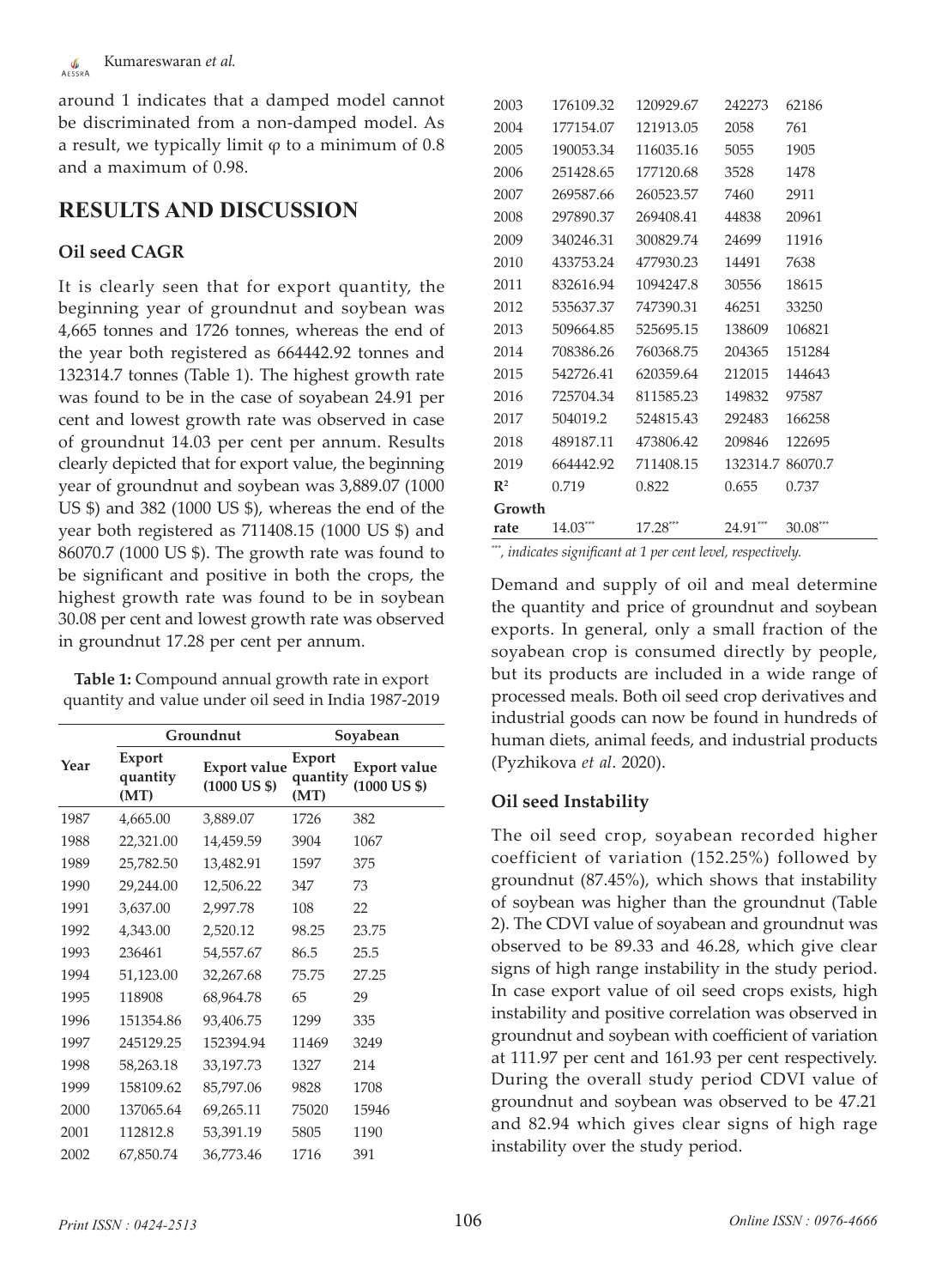around 1 indicates that a damped model cannot be discriminated from a non-damped model. As a result, we typically limit φ to a minimum of 0.8 and a maximum of 0.98.

## RESULTS AND DISCUSSION

### Oil seed CAGR

It is clearly seen that for export quantity, the beginning year of groundnut and soybean was 4,665 tonnes and 1726 tonnes, whereas the end of the year both registered as 664442.92 tonnes and 132314.7 tonnes (Table 1). The highest growth rate was found to be in the case of soyabean 24.91 per cent and lowest growth rate was observed in case of groundnut 14.03 per cent per annum. Results clearly depicted that for export value, the beginning year of groundnut and soybean was 3,889.07 (1000 US $) and 382 (1000 US $), whereas the end of the year both registered as 711408.15 (1000 US $) and 86070.7 (1000 US $). The growth rate was found to be significant and positive in both the crops, the highest growth rate was found to be in soybean 30.08 per cent and lowest growth rate was observed in groundnut 17.28 per cent per annum.

**Table 1:** Compound annual growth rate in export quantity and value under oil seed in India 1987-2019

| Year | Groundnut | | Soyabean | |
|---|---|---|---|---|
| | Export quantity (MT) | Export value (1000 US $) | Export quantity (MT) | Export value (1000 US $) |
| 1987 | 4,665.00 | 3,889.07 | 1726 | 382 |
| 1988 | 22,321.00 | 14,459.59 | 3904 | 1067 |
| 1989 | 25,782.50 | 13,482.91 | 1597 | 375 |
| 1990 | 29,244.00 | 12,506.22 | 347 | 73 |
| 1991 | 3,637.00 | 2,997.78 | 108 | 22 |
| 1992 | 4,343.00 | 2,520.12 | 98.25 | 23.75 |
| 1993 | 236461 | 54,557.67 | 86.5 | 25.5 |
| 1994 | 51,123.00 | 32,267.68 | 75.75 | 27.25 |
| 1995 | 118908 | 68,964.78 | 65 | 29 |
| 1996 | 151354.86 | 93,406.75 | 1299 | 335 |
| 1997 | 245129.25 | 152394.94 | 11469 | 3249 |
| 1998 | 58,263.18 | 33,197.73 | 1327 | 214 |
| 1999 | 158109.62 | 85,797.06 | 9828 | 1708 |
| 2000 | 137065.64 | 69,265.11 | 75020 | 15946 |
| 2001 | 112812.8 | 53,391.19 | 5805 | 1190 |
| 2002 | 67,850.74 | 36,773.46 | 1716 | 391 |
| 2003 | 176109.32 | 120929.67 | 242273 | 62186 |
| 2004 | 177154.07 | 121913.05 | 2058 | 761 |
| 2005 | 190053.34 | 116035.16 | 5055 | 1905 |
| 2006 | 251428.65 | 177120.68 | 3528 | 1478 |
| 2007 | 269587.66 | 260523.57 | 7460 | 2911 |
| 2008 | 297890.37 | 269408.41 | 44838 | 20961 |
| 2009 | 340246.31 | 300829.74 | 24699 | 11916 |
| 2010 | 433753.24 | 477930.23 | 14491 | 7638 |
| 2011 | 832616.94 | 1094247.8 | 30556 | 18615 |
| 2012 | 535637.37 | 747390.31 | 46251 | 33250 |
| 2013 | 509664.85 | 525695.15 | 138609 | 106821 |
| 2014 | 708386.26 | 760368.75 | 204365 | 151284 |
| 2015 | 542726.41 | 620359.64 | 212015 | 144643 |
| 2016 | 725704.34 | 811585.23 | 149832 | 97587 |
| 2017 | 504019.2 | 524815.43 | 292483 | 166258 |
| 2018 | 489187.11 | 473806.42 | 209846 | 122695 |
| 2019 | 664442.92 | 711408.15 | 132314.7 | 86070.7 |
| $R^2$ | 0.719 | 0.822 | 0.655 | 0.737 |
| Growth rate | 14.03*** | 17.28*** | 24.91*** | 30.08*** |

*\*\*\*, indicates significant at 1 per cent level, respectively.*

Demand and supply of oil and meal determine the quantity and price of groundnut and soybean exports. In general, only a small fraction of the soyabean crop is consumed directly by people, but its products are included in a wide range of processed meals. Both oil seed crop derivatives and industrial goods can now be found in hundreds of human diets, animal feeds, and industrial products (Pyzhikova *et al*. 2020).

### Oil seed Instability

The oil seed crop, soyabean recorded higher coefficient of variation (152.25%) followed by groundnut (87.45%), which shows that instability of soybean was higher than the groundnut (Table 2). The CDVI value of soyabean and groundnut was observed to be 89.33 and 46.28, which give clear signs of high range instability in the study period. In case export value of oil seed crops exists, high instability and positive correlation was observed in groundnut and soybean with coefficient of variation at 111.97 per cent and 161.93 per cent respectively. During the overall study period CDVI value of groundnut and soybean was observed to be 47.21 and 82.94 which gives clear signs of high rage instability over the study period.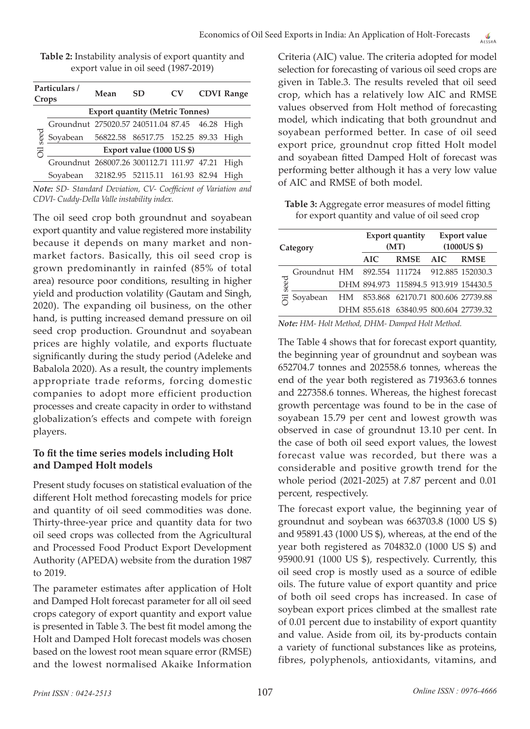**Table 2:** Instability analysis of export quantity and export value in oil seed (1987-2019)

| Particulars / Crops | | Mean | SD | CV | CDVI | Range |
|---|---|---|---|---|---|---|
| | **Export quantity (Metric Tonnes)** | | | | | |
| Oil seed | Groundnut | 275020.57 | 240511.04 | 87.45 | 46.28 | High |
| | Soyabean | 56822.58 | 86517.75 | 152.25 | 89.33 | High |
| | **Export value (1000 US $)** | | | | | |
| | Groundnut | 268007.26 | 300112.71 | 111.97 | 47.21 | High |
| | Soyabean | 32182.95 | 52115.11 | 161.93 | 82.94 | High |

*Note: SD- Standard Deviation, CV- Coefficient of Variation and CDVI- Cuddy-Della Valle instability index.*

The oil seed crop both groundnut and soyabean export quantity and value registered more instability because it depends on many market and non-market factors. Basically, this oil seed crop is grown predominantly in rainfed (85% of total area) resource poor conditions, resulting in higher yield and production volatility (Gautam and Singh, 2020). The expanding oil business, on the other hand, is putting increased demand pressure on oil seed crop production. Groundnut and soyabean prices are highly volatile, and exports fluctuate significantly during the study period (Adeleke and Babalola 2020). As a result, the country implements appropriate trade reforms, forcing domestic companies to adopt more efficient production processes and create capacity in order to withstand globalization's effects and compete with foreign players.

### To fit the time series models including Holt and Damped Holt models

Present study focuses on statistical evaluation of the different Holt method forecasting models for price and quantity of oil seed commodities was done. Thirty-three-year price and quantity data for two oil seed crops was collected from the Agricultural and Processed Food Product Export Development Authority (APEDA) website from the duration 1987 to 2019.

The parameter estimates after application of Holt and Damped Holt forecast parameter for all oil seed crops category of export quantity and export value is presented in Table 3. The best fit model among the Holt and Damped Holt forecast models was chosen based on the lowest root mean square error (RMSE) and the lowest normalised Akaike Information Criteria (AIC) value. The criteria adopted for model selection for forecasting of various oil seed crops are given in Table.3. The results reveled that oil seed crop, which has a relatively low AIC and RMSE values observed from Holt method of forecasting model, which indicating that both groundnut and soyabean performed better. In case of oil seed export price, groundnut crop fitted Holt model and soyabean fitted Damped Holt of forecast was performing better although it has a very low value of AIC and RMSE of both model.

**Table 3:** Aggregate error measures of model fitting for export quantity and value of oil seed crop

| Category | | | Export quantity (MT) | | Export value (1000US $) | |
|---|---|---|---|---|---|---|
| | | | **AIC** | **RMSE** | **AIC** | **RMSE** |
| Oil seed | Groundnut | HM | 892.554 | 111724 | 912.885 | 152030.3 |
| | | DHM | 894.973 | 115894.5 | 913.919 | 154430.5 |
| | Soyabean | HM | 853.868 | 62170.71 | 800.606 | 27739.88 |
| | | DHM | 855.618 | 63840.95 | 800.604 | 27739.32 |

*Note: HM- Holt Method, DHM- Damped Holt Method.*

The Table 4 shows that for forecast export quantity, the beginning year of groundnut and soybean was 652704.7 tonnes and 202558.6 tonnes, whereas the end of the year both registered as 719363.6 tonnes and 227358.6 tonnes. Whereas, the highest forecast growth percentage was found to be in the case of soyabean 15.79 per cent and lowest growth was observed in case of groundnut 13.10 per cent. In the case of both oil seed export values, the lowest forecast value was recorded, but there was a considerable and positive growth trend for the whole period (2021-2025) at 7.87 percent and 0.01 percent, respectively.

The forecast export value, the beginning year of groundnut and soybean was 663703.8 (1000 US $) and 95891.43 (1000 US $), whereas, at the end of the year both registered as 704832.0 (1000 US $) and 95900.91 (1000 US $), respectively. Currently, this oil seed crop is mostly used as a source of edible oils. The future value of export quantity and price of both oil seed crops has increased. In case of soybean export prices climbed at the smallest rate of 0.01 percent due to instability of export quantity and value. Aside from oil, its by-products contain a variety of functional substances like as proteins, fibres, polyphenols, antioxidants, vitamins, and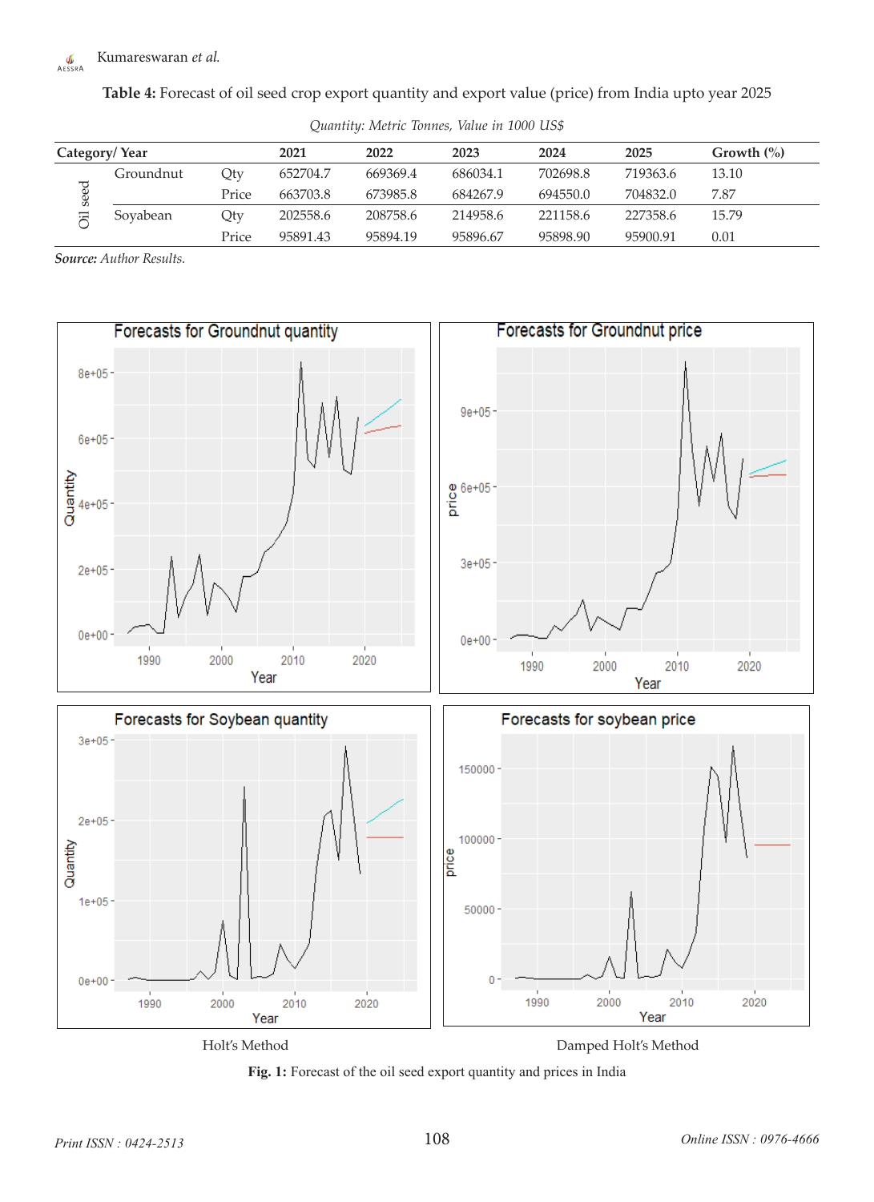**Table 4:** Forecast of oil seed crop export quantity and export value (price) from India upto year 2025

*Quantity: Metric Tonnes, Value in 1000 US$*

| Category/ Year | | | 2021 | 2022 | 2023 | 2024 | 2025 | Growth (%) |
|---|---|---|---|---|---|---|---|---|
| Oil seed | Groundnut | Qty | 652704.7 | 669369.4 | 686034.1 | 702698.8 | 719363.6 | 13.10 |
| | | Price | 663703.8 | 673985.8 | 684267.9 | 694550.0 | 704832.0 | 7.87 |
| | Soyabean | Qty | 202558.6 | 208758.6 | 214958.6 | 221158.6 | 227358.6 | 15.79 |
| | | Price | 95891.43 | 95894.19 | 95896.67 | 95898.90 | 95900.91 | 0.01 |

***Source:*** *Author Results.*

Holt's Method

Damped Holt's Method

**Fig. 1:** Forecast of the oil seed export quantity and prices in India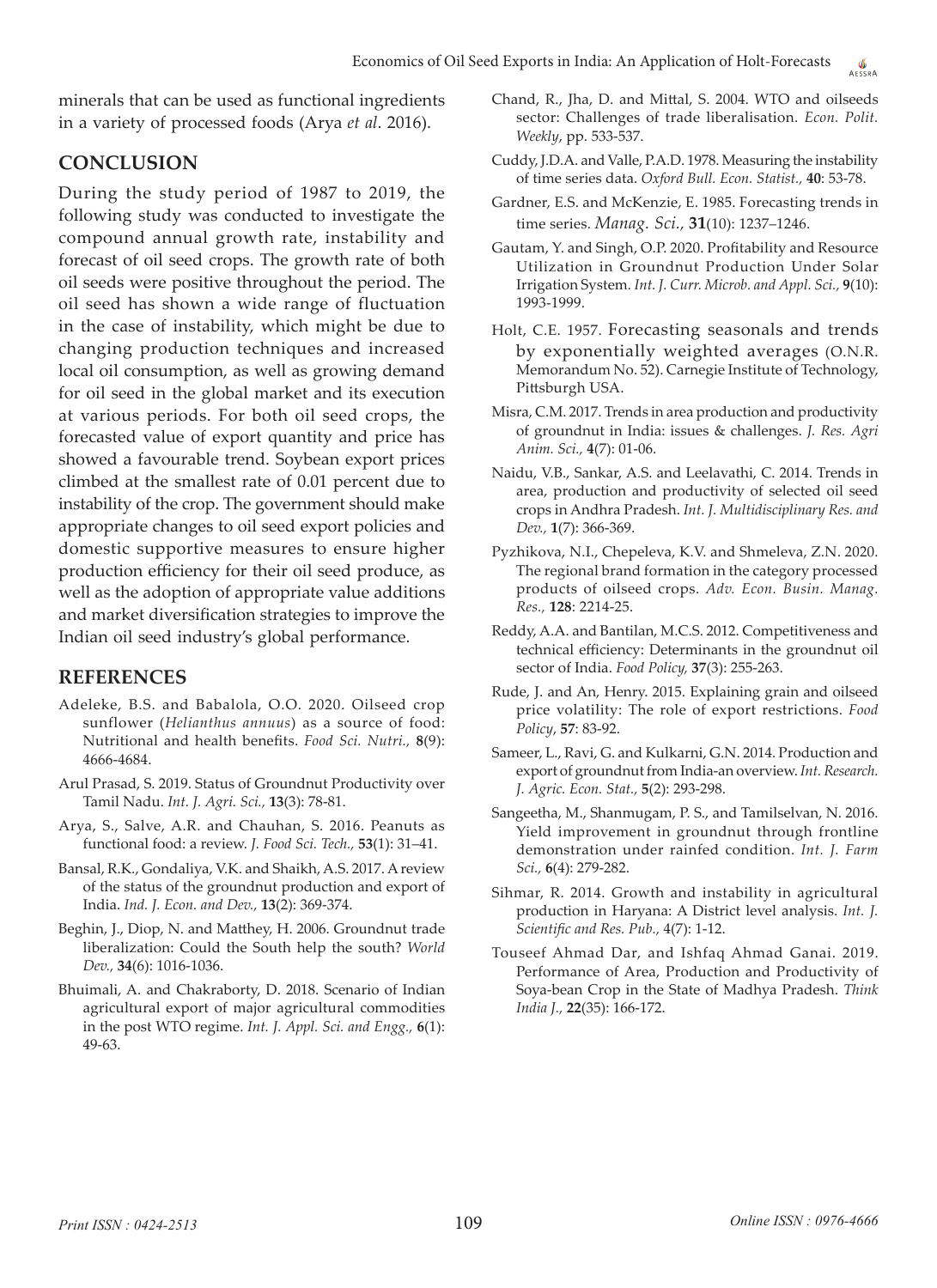minerals that can be used as functional ingredients in a variety of processed foods (Arya *et al*. 2016).

## CONCLUSION

During the study period of 1987 to 2019, the following study was conducted to investigate the compound annual growth rate, instability and forecast of oil seed crops. The growth rate of both oil seeds were positive throughout the period. The oil seed has shown a wide range of fluctuation in the case of instability, which might be due to changing production techniques and increased local oil consumption, as well as growing demand for oil seed in the global market and its execution at various periods. For both oil seed crops, the forecasted value of export quantity and price has showed a favourable trend. Soybean export prices climbed at the smallest rate of 0.01 percent due to instability of the crop. The government should make appropriate changes to oil seed export policies and domestic supportive measures to ensure higher production efficiency for their oil seed produce, as well as the adoption of appropriate value additions and market diversification strategies to improve the Indian oil seed industry's global performance.

## REFERENCES

Adeleke, B.S. and Babalola, O.O. 2020. Oilseed crop sunflower (*Helianthus annuus*) as a source of food: Nutritional and health benefits. *Food Sci. Nutri.,* **8**(9): 4666-4684.

Arul Prasad, S. 2019. Status of Groundnut Productivity over Tamil Nadu. *Int. J. Agri. Sci.,* **13**(3): 78-81.

Arya, S., Salve, A.R. and Chauhan, S. 2016. Peanuts as functional food: a review. *J. Food Sci. Tech.,* **53**(1): 31–41.

Bansal, R.K., Gondaliya, V.K. and Shaikh, A.S. 2017. A review of the status of the groundnut production and export of India. *Ind. J. Econ. and Dev.,* **13**(2): 369-374.

Beghin, J., Diop, N. and Matthey, H. 2006. Groundnut trade liberalization: Could the South help the south? *World Dev.,* **34**(6): 1016-1036.

Bhuimali, A. and Chakraborty, D. 2018. Scenario of Indian agricultural export of major agricultural commodities in the post WTO regime. *Int. J. Appl. Sci. and Engg.,* **6**(1): 49-63.

Chand, R., Jha, D. and Mittal, S. 2004. WTO and oilseeds sector: Challenges of trade liberalisation. *Econ. Polit. Weekly*, pp. 533-537.

Cuddy, J.D.A. and Valle, P.A.D. 1978. Measuring the instability of time series data. *Oxford Bull. Econ. Statist.,* **40**: 53-78.

Gardner, E.S. and McKenzie, E. 1985. Forecasting trends in time series. *Manag. Sci.,* **31**(10): 1237–1246.

Gautam, Y. and Singh, O.P. 2020. Profitability and Resource Utilization in Groundnut Production Under Solar Irrigation System. *Int. J. Curr. Microb. and Appl. Sci.,* **9**(10): 1993-1999.

Holt, C.E. 1957. Forecasting seasonals and trends by exponentially weighted averages (O.N.R. Memorandum No. 52). Carnegie Institute of Technology, Pittsburgh USA.

Misra, C.M. 2017. Trends in area production and productivity of groundnut in India: issues & challenges. *J. Res. Agri Anim. Sci.,* **4**(7): 01-06.

Naidu, V.B., Sankar, A.S. and Leelavathi, C. 2014. Trends in area, production and productivity of selected oil seed crops in Andhra Pradesh. *Int. J. Multidisciplinary Res. and Dev.,* **1**(7): 366-369.

Pyzhikova, N.I., Chepeleva, K.V. and Shmeleva, Z.N. 2020. The regional brand formation in the category processed products of oilseed crops. *Adv. Econ. Busin. Manag. Res.,* **128**: 2214-25.

Reddy, A.A. and Bantilan, M.C.S. 2012. Competitiveness and technical efficiency: Determinants in the groundnut oil sector of India. *Food Policy,* **37**(3): 255-263.

Rude, J. and An, Henry. 2015. Explaining grain and oilseed price volatility: The role of export restrictions. *Food Policy*, **57**: 83-92.

Sameer, L., Ravi, G. and Kulkarni, G.N. 2014. Production and export of groundnut from India-an overview. *Int. Research. J. Agric. Econ. Stat.,* **5**(2): 293-298.

Sangeetha, M., Shanmugam, P. S., and Tamilselvan, N. 2016. Yield improvement in groundnut through frontline demonstration under rainfed condition. *Int. J. Farm Sci.,* **6**(4): 279-282.

Sihmar, R. 2014. Growth and instability in agricultural production in Haryana: A District level analysis. *Int. J. Scientific and Res. Pub.,* 4(7): 1-12.

Touseef Ahmad Dar, and Ishfaq Ahmad Ganai. 2019. Performance of Area, Production and Productivity of Soya-bean Crop in the State of Madhya Pradesh. *Think India J.,* **22**(35): 166-172.